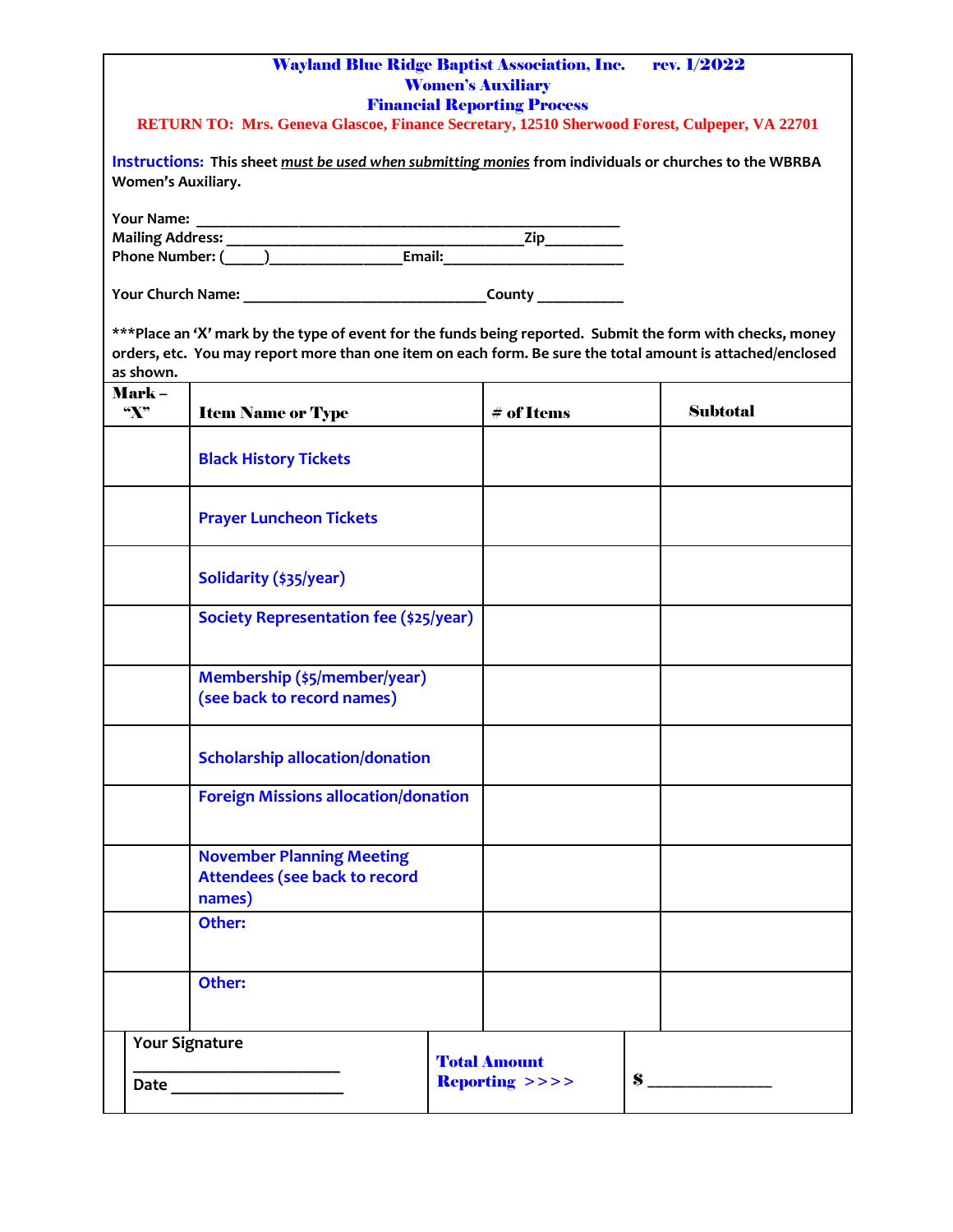# Wayland Blue Ridge Baptist Association, Inc. rev. 1/2022

## Women's Auxiliary

## Financial Reporting Process

**RETURN TO: Mrs. Geneva Glascoe, Finance Secretary, 12510 Sherwood Forest, Culpeper, VA 22701**

**Instructions:** **This sheet *must be used when submitting monies* from individuals or churches to the WBRBA Women's Auxiliary.**

**Your Name:** ____________________________________________________

**Mailing Address:** _____________________________________Zip__________

**Phone Number:** (_____)_________________Email:_______________________

**Your Church Name:** _______________________________County ___________

**\*\*\*Place an 'X' mark by the type of event for the funds being reported. Submit the form with checks, money orders, etc. You may report more than one item on each form. Be sure the total amount is attached/enclosed as shown.**

| Mark – "X" | Item Name or Type | # of Items | Subtotal |
|---|---|---|---|
| | Black History Tickets | | |
| | Prayer Luncheon Tickets | | |
| | Solidarity ($35/year) | | |
| | Society Representation fee ($25/year) | | |
| | Membership ($5/member/year) (see back to record names) | | |
| | Scholarship allocation/donation | | |
| | Foreign Missions allocation/donation | | |
| | November Planning Meeting Attendees (see back to record names) | | |
| | Other: | | |
| | Other: | | |

| Your Signature ________________________ Date ____________________ | Total Amount Reporting >>>> | $ ______________ |
|---|---|---|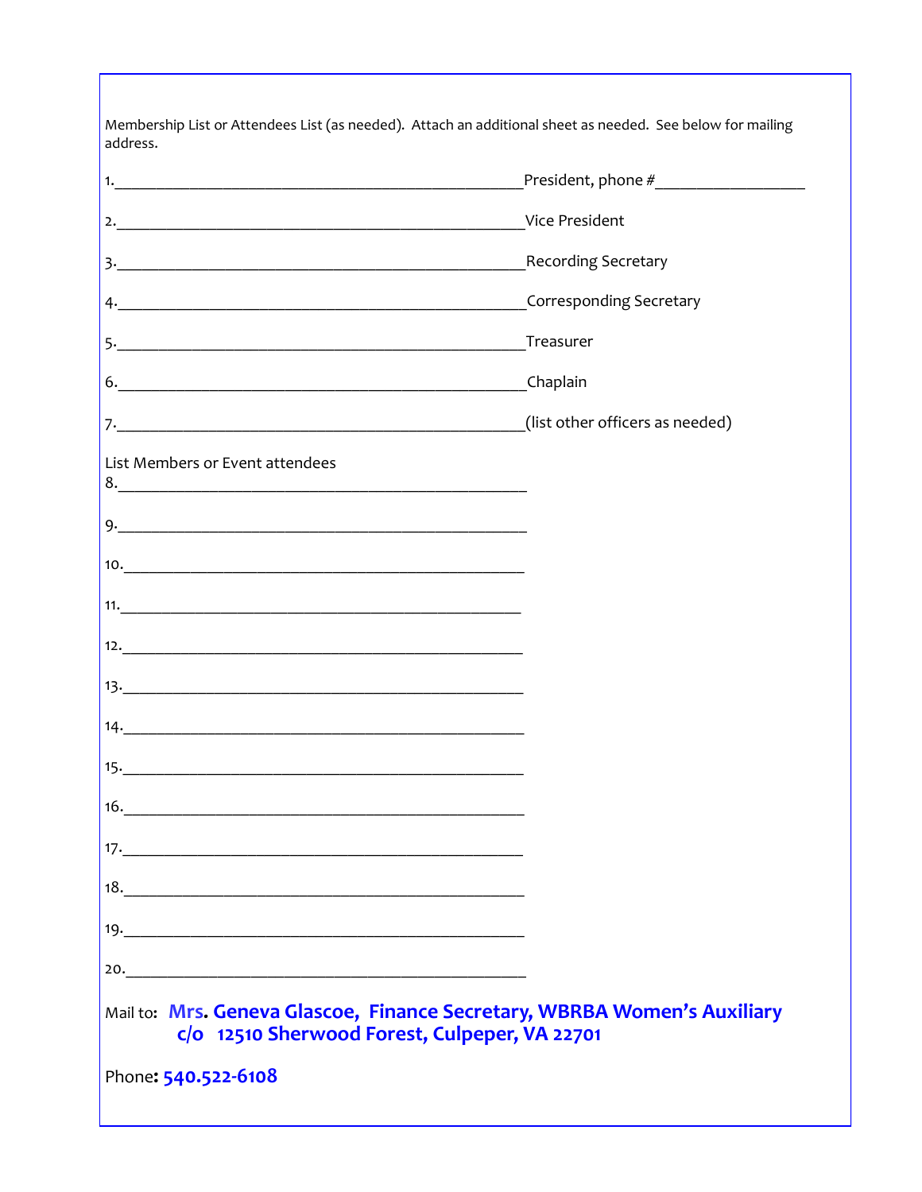Membership List or Attendees List (as needed). Attach an additional sheet as needed. See below for mailing address.

1.\_\_\_\_\_\_\_\_\_\_\_\_\_\_\_\_\_\_\_\_\_\_\_\_\_\_\_\_\_\_\_\_\_\_\_\_\_\_\_\_\_\_\_\_\_\_\_\_President, phone #\_\_\_\_\_\_\_\_\_\_\_\_\_\_\_\_\_\_

2.\_\_\_\_\_\_\_\_\_\_\_\_\_\_\_\_\_\_\_\_\_\_\_\_\_\_\_\_\_\_\_\_\_\_\_\_\_\_\_\_\_\_\_\_\_\_\_\_Vice President

3.\_\_\_\_\_\_\_\_\_\_\_\_\_\_\_\_\_\_\_\_\_\_\_\_\_\_\_\_\_\_\_\_\_\_\_\_\_\_\_\_\_\_\_\_\_\_\_\_Recording Secretary

4.\_\_\_\_\_\_\_\_\_\_\_\_\_\_\_\_\_\_\_\_\_\_\_\_\_\_\_\_\_\_\_\_\_\_\_\_\_\_\_\_\_\_\_\_\_\_\_\_Corresponding Secretary

5.\_\_\_\_\_\_\_\_\_\_\_\_\_\_\_\_\_\_\_\_\_\_\_\_\_\_\_\_\_\_\_\_\_\_\_\_\_\_\_\_\_\_\_\_\_\_\_\_Treasurer

6.\_\_\_\_\_\_\_\_\_\_\_\_\_\_\_\_\_\_\_\_\_\_\_\_\_\_\_\_\_\_\_\_\_\_\_\_\_\_\_\_\_\_\_\_\_\_\_\_Chaplain

7.\_\_\_\_\_\_\_\_\_\_\_\_\_\_\_\_\_\_\_\_\_\_\_\_\_\_\_\_\_\_\_\_\_\_\_\_\_\_\_\_\_\_\_\_\_\_\_\_(list other officers as needed)

List Members or Event attendees

8.\_\_\_\_\_\_\_\_\_\_\_\_\_\_\_\_\_\_\_\_\_\_\_\_\_\_\_\_\_\_\_\_\_\_\_\_\_\_\_\_\_\_\_\_\_\_\_\_

9.\_\_\_\_\_\_\_\_\_\_\_\_\_\_\_\_\_\_\_\_\_\_\_\_\_\_\_\_\_\_\_\_\_\_\_\_\_\_\_\_\_\_\_\_\_\_\_\_

10.\_\_\_\_\_\_\_\_\_\_\_\_\_\_\_\_\_\_\_\_\_\_\_\_\_\_\_\_\_\_\_\_\_\_\_\_\_\_\_\_\_\_\_\_\_\_\_\_

11.\_\_\_\_\_\_\_\_\_\_\_\_\_\_\_\_\_\_\_\_\_\_\_\_\_\_\_\_\_\_\_\_\_\_\_\_\_\_\_\_\_\_\_\_\_\_\_\_

12.\_\_\_\_\_\_\_\_\_\_\_\_\_\_\_\_\_\_\_\_\_\_\_\_\_\_\_\_\_\_\_\_\_\_\_\_\_\_\_\_\_\_\_\_\_\_\_\_

13.\_\_\_\_\_\_\_\_\_\_\_\_\_\_\_\_\_\_\_\_\_\_\_\_\_\_\_\_\_\_\_\_\_\_\_\_\_\_\_\_\_\_\_\_\_\_\_\_

14.\_\_\_\_\_\_\_\_\_\_\_\_\_\_\_\_\_\_\_\_\_\_\_\_\_\_\_\_\_\_\_\_\_\_\_\_\_\_\_\_\_\_\_\_\_\_\_\_

15.\_\_\_\_\_\_\_\_\_\_\_\_\_\_\_\_\_\_\_\_\_\_\_\_\_\_\_\_\_\_\_\_\_\_\_\_\_\_\_\_\_\_\_\_\_\_\_\_

16.\_\_\_\_\_\_\_\_\_\_\_\_\_\_\_\_\_\_\_\_\_\_\_\_\_\_\_\_\_\_\_\_\_\_\_\_\_\_\_\_\_\_\_\_\_\_\_\_

17.\_\_\_\_\_\_\_\_\_\_\_\_\_\_\_\_\_\_\_\_\_\_\_\_\_\_\_\_\_\_\_\_\_\_\_\_\_\_\_\_\_\_\_\_\_\_\_\_

18.\_\_\_\_\_\_\_\_\_\_\_\_\_\_\_\_\_\_\_\_\_\_\_\_\_\_\_\_\_\_\_\_\_\_\_\_\_\_\_\_\_\_\_\_\_\_\_\_

19.\_\_\_\_\_\_\_\_\_\_\_\_\_\_\_\_\_\_\_\_\_\_\_\_\_\_\_\_\_\_\_\_\_\_\_\_\_\_\_\_\_\_\_\_\_\_\_\_

20.\_\_\_\_\_\_\_\_\_\_\_\_\_\_\_\_\_\_\_\_\_\_\_\_\_\_\_\_\_\_\_\_\_\_\_\_\_\_\_\_\_\_\_\_\_\_\_\_

Mail to: **Mrs. Geneva Glascoe, Finance Secretary, WBRBA Women's Auxiliary**
**c/o 12510 Sherwood Forest, Culpeper, VA 22701**

Phone: **540.522-6108**